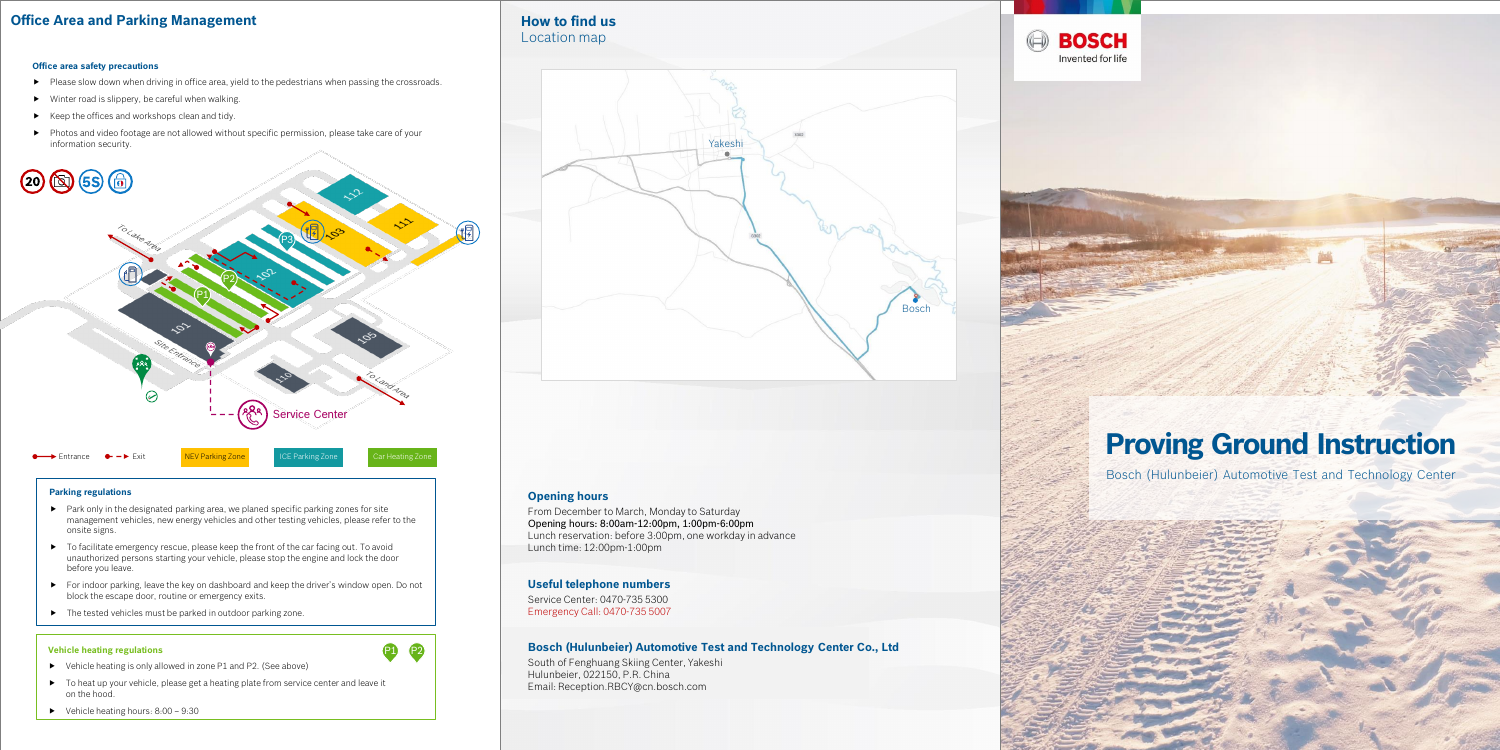## Office Area and Parking Management

### Office area safety precautions

- Please slow down when driving in office area, yield to the pedestrians when passing the crossroads.
- Winter road is slippery, be careful when walking.
- Keep the offices and workshops clean and tidy.
- Photos and video footage are not allowed without specific permission, please take care of your information security.

20 5S

To Lake Area

P3 103 112 111

P2 102

P1

101

Site Entrance

105

110

To Land Area

Service Center

Entrance Exit NEV Parking Zone ICE Parking Zone Car Heating Zone

### Parking regulations

- Park only in the designated parking area, we planed specific parking zones for site management vehicles, new energy vehicles and other testing vehicles, please refer to the onsite signs.
- To facilitate emergency rescue, please keep the front of the car facing out. To avoid unauthorized persons starting your vehicle, please stop the engine and lock the door before you leave.
- For indoor parking, leave the key on dashboard and keep the driver's window open. Do not block the escape door, routine or emergency exits.
- The tested vehicles must be parked in outdoor parking zone.

### Vehicle heating regulations

P1 P2

- Vehicle heating is only allowed in zone P1 and P2. (See above)
- To heat up your vehicle, please get a heating plate from service center and leave it on the hood.
- Vehicle heating hours: 8:00 – 9:30

## How to find us

Location map

Yakeshi

Bosch

### Opening hours

From December to March, Monday to Saturday
Opening hours: 8:00am-12:00pm, 1:00pm-6:00pm
Lunch reservation: before 3:00pm, one workday in advance
Lunch time: 12:00pm-1:00pm

### Useful telephone numbers

Service Center: 0470-735 5300
Emergency Call: 0470-735 5007

### Bosch (Hulunbeier) Automotive Test and Technology Center Co., Ltd

South of Fenghuang Skiing Center, Yakeshi
Hulunbeier, 022150, P.R. China
Email: Reception.RBCY@cn.bosch.com

BOSCH
Invented for life

# Proving Ground Instruction

Bosch (Hulunbeier) Automotive Test and Technology Center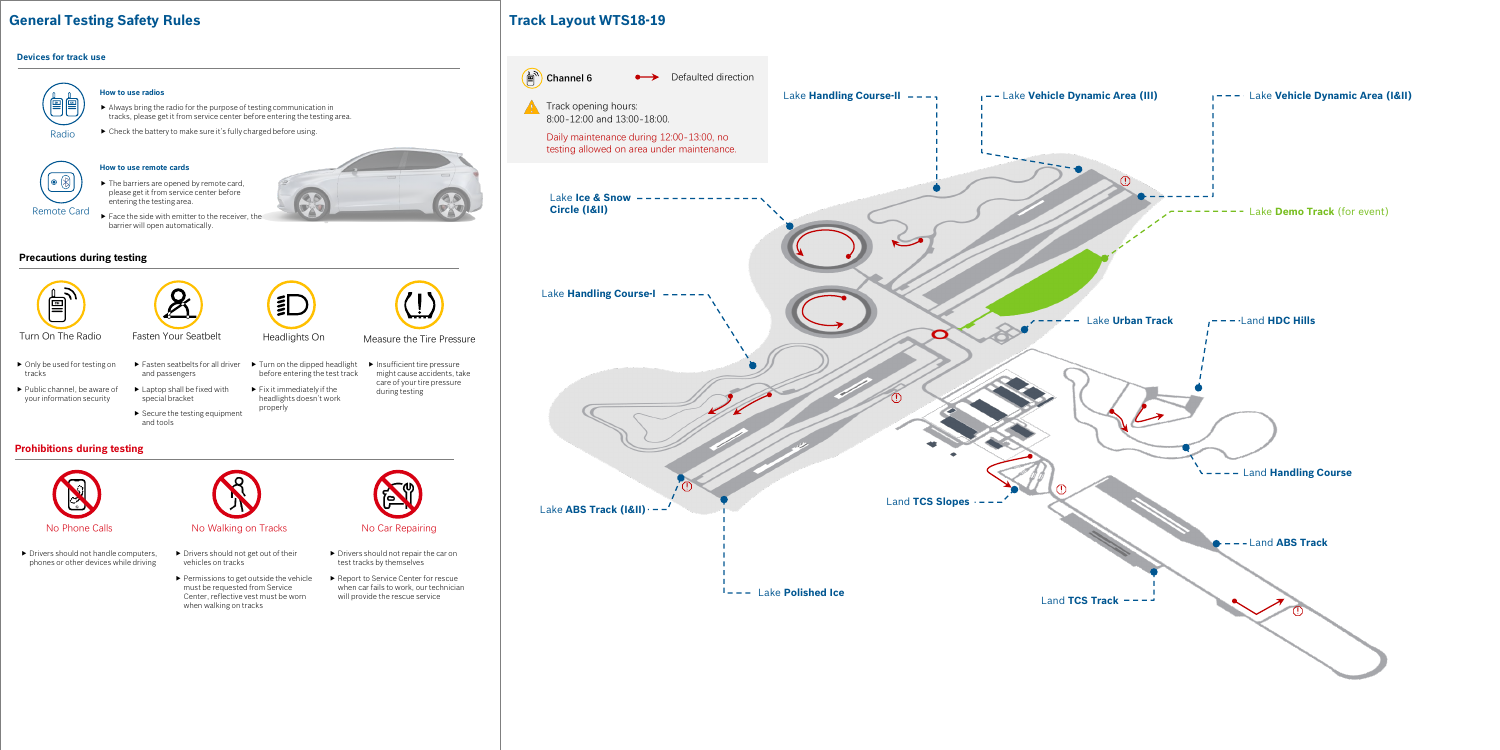# General Testing Safety Rules

## Devices for track use

### How to use radios

Radio

- Always bring the radio for the purpose of testing communication in tracks, please get it from service center before entering the testing area.
- Check the battery to make sure it's fully charged before using.

### How to use remote cards

Remote Card

- The barriers are opened by remote card, please get it from service center before entering the testing area.
- Face the side with emitter to the receiver, the barrier will open automatically.

## Precautions during testing

**Turn On The Radio**

- Only be used for testing on tracks
- Public channel, be aware of your information security

**Fasten Your Seatbelt**

- Fasten seatbelts for all driver and passengers
- Laptop shall be fixed with special bracket
- Secure the testing equipment and tools

**Headlights On**

- Turn on the dipped headlight before entering the test track
- Fix it immediately if the headlights doesn't work properly

**Measure the Tire Pressure**

- Insufficient tire pressure might cause accidents, take care of your tire pressure during testing

## Prohibitions during testing

**No Phone Calls**

- Drivers should not handle computers, phones or other devices while driving

**No Walking on Tracks**

- Drivers should not get out of their vehicles on tracks
- Permissions to get outside the vehicle must be requested from Service Center, reflective vest must be worn when walking on tracks

**No Car Repairing**

- Drivers should not repair the car on test tracks by themselves
- Report to Service Center for rescue when car fails to work, our technician will provide the rescue service

# Track Layout WTS18-19

Channel 6

Defaulted direction

Track opening hours:
8:00-12:00 and 13:00-18:00.

Daily maintenance during 12:00-13:00, no testing allowed on area under maintenance.

Lake **Handling Course-II**

Lake **Vehicle Dynamic Area (III)**

Lake **Vehicle Dynamic Area (I&II)**

Lake **Ice & Snow Circle (I&II)**

Lake **Demo Track** (for event)

Lake **Handling Course-I**

Lake **Urban Track**

Land **HDC Hills**

Land **Handling Course**

Land **TCS Slopes**

Lake **ABS Track (I&II)**

Land **ABS Track**

Lake **Polished Ice**

Land **TCS Track**